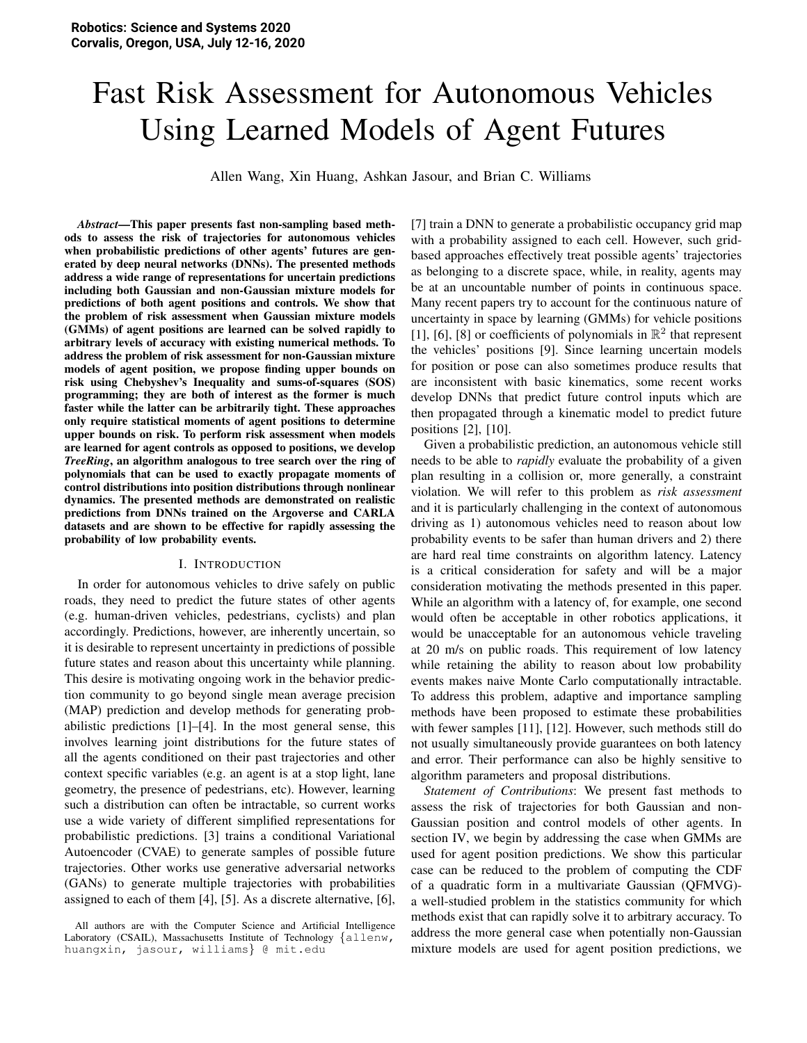# Fast Risk Assessment for Autonomous Vehicles Using Learned Models of Agent Futures

Allen Wang, Xin Huang, Ashkan Jasour, and Brian C. Williams

***Abstract*—This paper presents fast non-sampling based methods to assess the risk of trajectories for autonomous vehicles when probabilistic predictions of other agents' futures are generated by deep neural networks (DNNs). The presented methods address a wide range of representations for uncertain predictions including both Gaussian and non-Gaussian mixture models for predictions of both agent positions and controls. We show that the problem of risk assessment when Gaussian mixture models (GMMs) of agent positions are learned can be solved rapidly to arbitrary levels of accuracy with existing numerical methods. To address the problem of risk assessment for non-Gaussian mixture models of agent position, we propose finding upper bounds on risk using Chebyshev's Inequality and sums-of-squares (SOS) programming; they are both of interest as the former is much faster while the latter can be arbitrarily tight. These approaches only require statistical moments of agent positions to determine upper bounds on risk. To perform risk assessment when models are learned for agent controls as opposed to positions, we develop *TreeRing*, an algorithm analogous to tree search over the ring of polynomials that can be used to exactly propagate moments of control distributions into position distributions through nonlinear dynamics. The presented methods are demonstrated on realistic predictions from DNNs trained on the Argoverse and CARLA datasets and are shown to be effective for rapidly assessing the probability of low probability events.**

## I. Introduction

In order for autonomous vehicles to drive safely on public roads, they need to predict the future states of other agents (e.g. human-driven vehicles, pedestrians, cyclists) and plan accordingly. Predictions, however, are inherently uncertain, so it is desirable to represent uncertainty in predictions of possible future states and reason about this uncertainty while planning. This desire is motivating ongoing work in the behavior prediction community to go beyond single mean average precision (MAP) prediction and develop methods for generating probabilistic predictions [1]–[4]. In the most general sense, this involves learning joint distributions for the future states of all the agents conditioned on their past trajectories and other context specific variables (e.g. an agent is at a stop light, lane geometry, the presence of pedestrians, etc). However, learning such a distribution can often be intractable, so current works use a wide variety of different simplified representations for probabilistic predictions. [3] trains a conditional Variational Autoencoder (CVAE) to generate samples of possible future trajectories. Other works use generative adversarial networks (GANs) to generate multiple trajectories with probabilities assigned to each of them [4], [5]. As a discrete alternative, [6], [7] train a DNN to generate a probabilistic occupancy grid map with a probability assigned to each cell. However, such grid-based approaches effectively treat possible agents' trajectories as belonging to a discrete space, while, in reality, agents may be at an uncountable number of points in continuous space. Many recent papers try to account for the continuous nature of uncertainty in space by learning (GMMs) for vehicle positions [1], [6], [8] or coefficients of polynomials in $\mathbb{R}^2$ that represent the vehicles' positions [9]. Since learning uncertain models for position or pose can also sometimes produce results that are inconsistent with basic kinematics, some recent works develop DNNs that predict future control inputs which are then propagated through a kinematic model to predict future positions [2], [10].

Given a probabilistic prediction, an autonomous vehicle still needs to be able to *rapidly* evaluate the probability of a given plan resulting in a collision or, more generally, a constraint violation. We will refer to this problem as *risk assessment* and it is particularly challenging in the context of autonomous driving as 1) autonomous vehicles need to reason about low probability events to be safer than human drivers and 2) there are hard real time constraints on algorithm latency. Latency is a critical consideration for safety and will be a major consideration motivating the methods presented in this paper. While an algorithm with a latency of, for example, one second would often be acceptable in other robotics applications, it would be unacceptable for an autonomous vehicle traveling at 20 m/s on public roads. This requirement of low latency while retaining the ability to reason about low probability events makes naive Monte Carlo computationally intractable. To address this problem, adaptive and importance sampling methods have been proposed to estimate these probabilities with fewer samples [11], [12]. However, such methods still do not usually simultaneously provide guarantees on both latency and error. Their performance can also be highly sensitive to algorithm parameters and proposal distributions.

*Statement of Contributions*: We present fast methods to assess the risk of trajectories for both Gaussian and non-Gaussian position and control models of other agents. In section IV, we begin by addressing the case when GMMs are used for agent position predictions. We show this particular case can be reduced to the problem of computing the CDF of a quadratic form in a multivariate Gaussian (QFMVG)- a well-studied problem in the statistics community for which methods exist that can rapidly solve it to arbitrary accuracy. To address the more general case when potentially non-Gaussian mixture models are used for agent position predictions, we

All authors are with the Computer Science and Artificial Intelligence Laboratory (CSAIL), Massachusetts Institute of Technology {allenw, huangxin, jasour, williams} @ mit.edu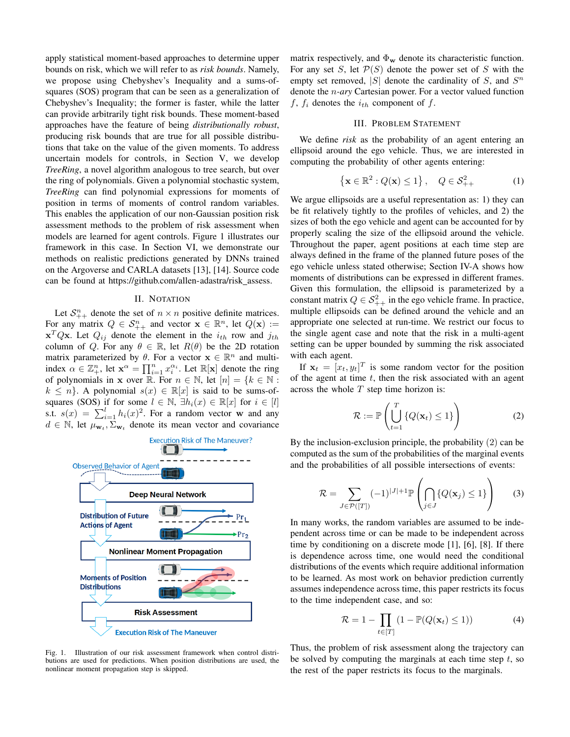apply statistical moment-based approaches to determine upper bounds on risk, which we will refer to as *risk bounds*. Namely, we propose using Chebyshev's Inequality and a sums-of-squares (SOS) program that can be seen as a generalization of Chebyshev's Inequality; the former is faster, while the latter can provide arbitrarily tight risk bounds. These moment-based approaches have the feature of being *distributionally robust*, producing risk bounds that are true for all possible distributions that take on the value of the given moments. To address uncertain models for controls, in Section V, we develop *TreeRing*, a novel algorithm analogous to tree search, but over the ring of polynomials. Given a polynomial stochastic system, *TreeRing* can find polynomial expressions for moments of position in terms of moments of control random variables. This enables the application of our non-Gaussian position risk assessment methods to the problem of risk assessment when models are learned for agent controls. Figure 1 illustrates our framework in this case. In Section VI, we demonstrate our methods on realistic predictions generated by DNNs trained on the Argoverse and CARLA datasets [13], [14]. Source code can be found at https://github.com/allen-adastra/risk_assess.

## II. Notation

Let $\mathcal{S}^n_{++}$ denote the set of $n \times n$ positive definite matrices. For any matrix $Q \in \mathcal{S}^n_{++}$ and vector $\mathbf{x} \in \mathbb{R}^n$, let $Q(\mathbf{x}) := \mathbf{x}^T Q \mathbf{x}$. Let $Q_{ij}$ denote the element in the $i_{th}$ row and $j_{th}$ column of $Q$. For any $\theta \in \mathbb{R}$, let $R(\theta)$ be the 2D rotation matrix parameterized by $\theta$. For a vector $\mathbf{x} \in \mathbb{R}^n$ and multi-index $\alpha \in \mathbb{Z}^n_+$, let $\mathbf{x}^\alpha = \prod_{i=1}^n x_i^{\alpha_i}$. Let $\mathbb{R}[\mathbf{x}]$ denote the ring of polynomials in $\mathbf{x}$ over $\mathbb{R}$. For $n \in \mathbb{N}$, let $[n] = \{k \in \mathbb{N} : k \leq n\}$. A polynomial $s(x) \in \mathbb{R}[x]$ is said to be sums-of-squares (SOS) if for some $l \in \mathbb{N}$, $\exists h_i(x) \in \mathbb{R}[x]$ for $i \in [l]$ s.t. $s(x) = \sum_{i=1}^l h_i(x)^2$. For a random vector $\mathbf{w}$ and any $d \in \mathbb{N}$, let $\mu_{\mathbf{w}_t}, \Sigma_{\mathbf{w}_t}$ denote its mean vector and covariance matrix respectively, and $\Phi_{\mathbf{w}}$ denote its characteristic function. For any set $S$, let $\mathcal{P}(S)$ denote the power set of $S$ with the empty set removed, $|S|$ denote the cardinality of $S$, and $S^n$ denote the *n-ary* Cartesian power. For a vector valued function $f$, $f_i$ denotes the $i_{th}$ component of $f$.

Fig. 1. Illustration of our risk assessment framework when control distributions are used for predictions. When position distributions are used, the nonlinear moment propagation step is skipped.

## III. Problem Statement

We define *risk* as the probability of an agent entering an ellipsoid around the ego vehicle. Thus, we are interested in computing the probability of other agents entering:

$$\left\{\mathbf{x} \in \mathbb{R}^2 : Q(\mathbf{x}) \leq 1\right\}, \quad Q \in \mathcal{S}^2_{++} \tag{1}$$

We argue ellipsoids are a useful representation as: 1) they can be fit relatively tightly to the profiles of vehicles, and 2) the sizes of both the ego vehicle and agent can be accounted for by properly scaling the size of the ellipsoid around the vehicle. Throughout the paper, agent positions at each time step are always defined in the frame of the planned future poses of the ego vehicle unless stated otherwise; Section IV-A shows how moments of distributions can be expressed in different frames. Given this formulation, the ellipsoid is parameterized by a constant matrix $Q \in \mathcal{S}^2_{++}$ in the ego vehicle frame. In practice, multiple ellipsoids can be defined around the vehicle and an appropriate one selected at run-time. We restrict our focus to the single agent case and note that the risk in a multi-agent setting can be upper bounded by summing the risk associated with each agent.

If $\mathbf{x}_t = [x_t, y_t]^T$ is some random vector for the position of the agent at time $t$, then the risk associated with an agent across the whole $T$ step time horizon is:

$$\mathcal{R} := \mathbb{P}\left(\bigcup_{t=1}^{T} \{Q(\mathbf{x}_t) \leq 1\}\right) \tag{2}$$

By the inclusion-exclusion principle, the probability (2) can be computed as the sum of the probabilities of the marginal events and the probabilities of all possible intersections of events:

$$\mathcal{R} = \sum_{J \in \mathcal{P}([T])} (-1)^{|J|+1} \mathbb{P}\left(\bigcap_{j \in J} \{Q(\mathbf{x}_j) \leq 1\}\right) \tag{3}$$

In many works, the random variables are assumed to be independent across time or can be made to be independent across time by conditioning on a discrete mode [1], [6], [8]. If there is dependence across time, one would need the conditional distributions of the events which require additional information to be learned. As most work on behavior prediction currently assumes independence across time, this paper restricts its focus to the time independent case, and so:

$$\mathcal{R} = 1 - \prod_{t \in [T]} \left(1 - \mathbb{P}(Q(\mathbf{x}_t) \leq 1)\right) \tag{4}$$

Thus, the problem of risk assessment along the trajectory can be solved by computing the marginals at each time step $t$, so the rest of the paper restricts its focus to the marginals.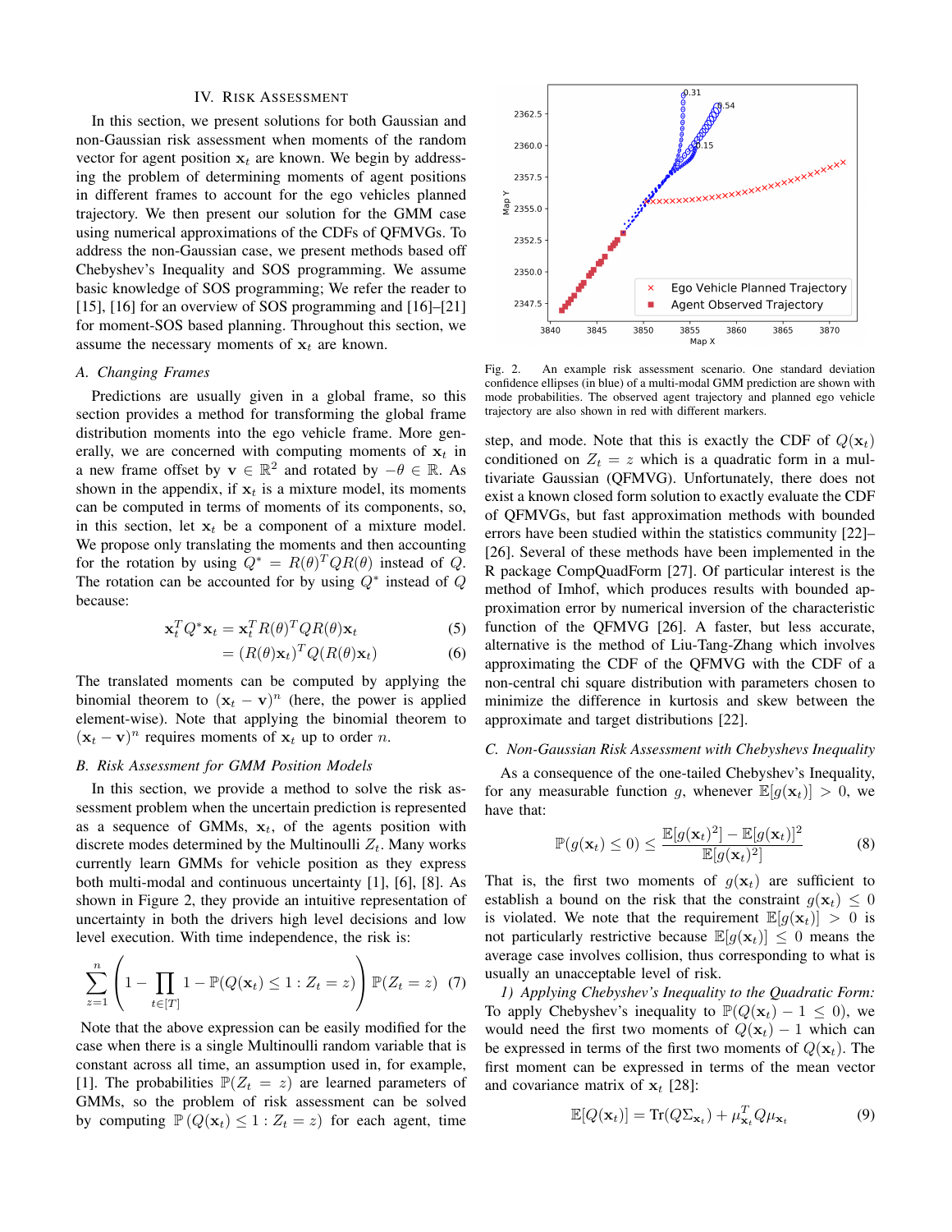## IV. Risk Assessment

In this section, we present solutions for both Gaussian and non-Gaussian risk assessment when moments of the random vector for agent position $\mathbf{x}_t$ are known. We begin by addressing the problem of determining moments of agent positions in different frames to account for the ego vehicles planned trajectory. We then present our solution for the GMM case using numerical approximations of the CDFs of QFMVGs. To address the non-Gaussian case, we present methods based off Chebyshev's Inequality and SOS programming. We assume basic knowledge of SOS programming; We refer the reader to [15], [16] for an overview of SOS programming and [16]–[21] for moment-SOS based planning. Throughout this section, we assume the necessary moments of $\mathbf{x}_t$ are known.

### A. Changing Frames

Predictions are usually given in a global frame, so this section provides a method for transforming the global frame distribution moments into the ego vehicle frame. More generally, we are concerned with computing moments of $\mathbf{x}_t$ in a new frame offset by $\mathbf{v} \in \mathbb{R}^2$ and rotated by $-\theta \in \mathbb{R}$. As shown in the appendix, if $\mathbf{x}_t$ is a mixture model, its moments can be computed in terms of moments of its components, so, in this section, let $\mathbf{x}_t$ be a component of a mixture model. We propose only translating the moments and then accounting for the rotation by using $Q^* = R(\theta)^T Q R(\theta)$ instead of $Q$. The rotation can be accounted for by using $Q^*$ instead of $Q$ because:

$$\mathbf{x}_t^T Q^* \mathbf{x}_t = \mathbf{x}_t^T R(\theta)^T Q R(\theta) \mathbf{x}_t \tag{5}$$

$$= (R(\theta)\mathbf{x}_t)^T Q (R(\theta)\mathbf{x}_t) \tag{6}$$

The translated moments can be computed by applying the binomial theorem to $(\mathbf{x}_t - \mathbf{v})^n$ (here, the power is applied element-wise). Note that applying the binomial theorem to $(\mathbf{x}_t - \mathbf{v})^n$ requires moments of $\mathbf{x}_t$ up to order $n$.

### B. Risk Assessment for GMM Position Models

In this section, we provide a method to solve the risk assessment problem when the uncertain prediction is represented as a sequence of GMMs, $\mathbf{x}_t$, of the agents position with discrete modes determined by the Multinoulli $Z_t$. Many works currently learn GMMs for vehicle position as they express both multi-modal and continuous uncertainty [1], [6], [8]. As shown in Figure 2, they provide an intuitive representation of uncertainty in both the drivers high level decisions and low level execution. With time independence, the risk is:

$$\sum_{z=1}^{n} \left( 1 - \prod_{t \in [T]} 1 - \mathbb{P}(Q(\mathbf{x}_t) \leq 1 : Z_t = z) \right) \mathbb{P}(Z_t = z) \tag{7}$$

Note that the above expression can be easily modified for the case when there is a single Multinoulli random variable that is constant across all time, an assumption used in, for example, [1]. The probabilities $\mathbb{P}(Z_t = z)$ are learned parameters of GMMs, so the problem of risk assessment can be solved by computing $\mathbb{P}(Q(\mathbf{x}_t) \leq 1 : Z_t = z)$ for each agent, time step, and mode. Note that this is exactly the CDF of $Q(\mathbf{x}_t)$ conditioned on $Z_t = z$ which is a quadratic form in a multivariate Gaussian (QFMVG). Unfortunately, there does not exist a known closed form solution to exactly evaluate the CDF of QFMVGs, but fast approximation methods with bounded errors have been studied within the statistics community [22]–[26]. Several of these methods have been implemented in the R package CompQuadForm [27]. Of particular interest is the method of Imhof, which produces results with bounded approximation error by numerical inversion of the characteristic function of the QFMVG [26]. A faster, but less accurate, alternative is the method of Liu-Tang-Zhang which involves approximating the CDF of the QFMVG with the CDF of a non-central chi square distribution with parameters chosen to minimize the difference in kurtosis and skew between the approximate and target distributions [22].

Fig. 2. An example risk assessment scenario. One standard deviation confidence ellipses (in blue) of a multi-modal GMM prediction are shown with mode probabilities. The observed agent trajectory and planned ego vehicle trajectory are also shown in red with different markers.

### C. Non-Gaussian Risk Assessment with Chebyshevs Inequality

As a consequence of the one-tailed Chebyshev's Inequality, for any measurable function $g$, whenever $\mathbb{E}[g(\mathbf{x}_t)] > 0$, we have that:

$$\mathbb{P}(g(\mathbf{x}_t) \leq 0) \leq \frac{\mathbb{E}[g(\mathbf{x}_t)^2] - \mathbb{E}[g(\mathbf{x}_t)]^2}{\mathbb{E}[g(\mathbf{x}_t)^2]} \tag{8}$$

That is, the first two moments of $g(\mathbf{x}_t)$ are sufficient to establish a bound on the risk that the constraint $g(\mathbf{x}_t) \leq 0$ is violated. We note that the requirement $\mathbb{E}[g(\mathbf{x}_t)] > 0$ is not particularly restrictive because $\mathbb{E}[g(\mathbf{x}_t)] \leq 0$ means the average case involves collision, thus corresponding to what is usually an unacceptable level of risk.

*1) Applying Chebyshev's Inequality to the Quadratic Form:* To apply Chebyshev's inequality to $\mathbb{P}(Q(\mathbf{x}_t) - 1 \leq 0)$, we would need the first two moments of $Q(\mathbf{x}_t) - 1$ which can be expressed in terms of the first two moments of $Q(\mathbf{x}_t)$. The first moment can be expressed in terms of the mean vector and covariance matrix of $\mathbf{x}_t$ [28]:

$$\mathbb{E}[Q(\mathbf{x}_t)] = \text{Tr}(Q\Sigma_{\mathbf{x}_t}) + \mu_{\mathbf{x}_t}^T Q \mu_{\mathbf{x}_t} \tag{9}$$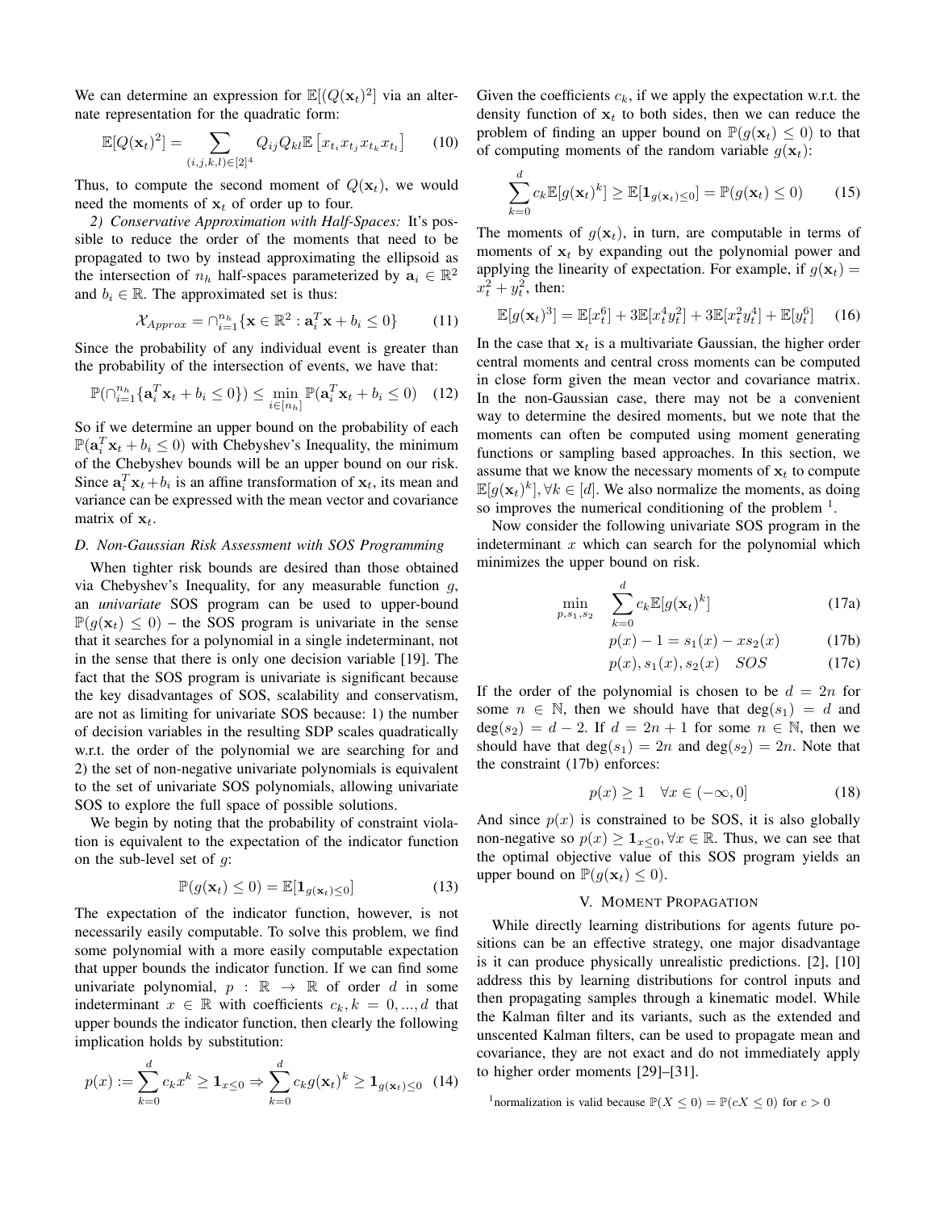We can determine an expression for $\mathbb{E}[(Q(\mathbf{x}_t)^2]$ via an alternate representation for the quadratic form:

$$\mathbb{E}[Q(\mathbf{x}_t)^2] = \sum_{(i,j,k,l)\in[2]^4} Q_{ij}Q_{kl}\mathbb{E}\left[x_{t_i}x_{t_j}x_{t_k}x_{t_l}\right] \tag{10}$$

Thus, to compute the second moment of $Q(\mathbf{x}_t)$, we would need the moments of $\mathbf{x}_t$ of order up to four.

*2) Conservative Approximation with Half-Spaces:* It's possible to reduce the order of the moments that need to be propagated to two by instead approximating the ellipsoid as the intersection of $n_h$ half-spaces parameterized by $\mathbf{a}_i \in \mathbb{R}^2$ and $b_i \in \mathbb{R}$. The approximated set is thus:

$$\mathcal{X}_{Approx} = \cap_{i=1}^{n_h}\{\mathbf{x} \in \mathbb{R}^2 : \mathbf{a}_i^T\mathbf{x} + b_i \leq 0\} \tag{11}$$

Since the probability of any individual event is greater than the probability of the intersection of events, we have that:

$$\mathbb{P}(\cap_{i=1}^{n_h}\{\mathbf{a}_i^T\mathbf{x}_t + b_i \leq 0\}) \leq \min_{i\in[n_h]} \mathbb{P}(\mathbf{a}_i^T\mathbf{x}_t + b_i \leq 0) \tag{12}$$

So if we determine an upper bound on the probability of each $\mathbb{P}(\mathbf{a}_i^T\mathbf{x}_t + b_i \leq 0)$ with Chebyshev's Inequality, the minimum of the Chebyshev bounds will be an upper bound on our risk. Since $\mathbf{a}_i^T\mathbf{x}_t + b_i$ is an affine transformation of $\mathbf{x}_t$, its mean and variance can be expressed with the mean vector and covariance matrix of $\mathbf{x}_t$.

### D. Non-Gaussian Risk Assessment with SOS Programming

When tighter risk bounds are desired than those obtained via Chebyshev's Inequality, for any measurable function $g$, an *univariate* SOS program can be used to upper-bound $\mathbb{P}(g(\mathbf{x}_t) \leq 0)$ – the SOS program is univariate in the sense that it searches for a polynomial in a single indeterminant, not in the sense that there is only one decision variable [19]. The fact that the SOS program is univariate is significant because the key disadvantages of SOS, scalability and conservatism, are not as limiting for univariate SOS because: 1) the number of decision variables in the resulting SDP scales quadratically w.r.t. the order of the polynomial we are searching for and 2) the set of non-negative univariate polynomials is equivalent to the set of univariate SOS polynomials, allowing univariate SOS to explore the full space of possible solutions.

We begin by noting that the probability of constraint violation is equivalent to the expectation of the indicator function on the sub-level set of $g$:

$$\mathbb{P}(g(\mathbf{x}_t) \leq 0) = \mathbb{E}[\mathbf{1}_{g(\mathbf{x}_t)\leq 0}] \tag{13}$$

The expectation of the indicator function, however, is not necessarily easily computable. To solve this problem, we find some polynomial with a more easily computable expectation that upper bounds the indicator function. If we can find some univariate polynomial, $p : \mathbb{R} \to \mathbb{R}$ of order $d$ in some indeterminant $x \in \mathbb{R}$ with coefficients $c_k, k = 0, ..., d$ that upper bounds the indicator function, then clearly the following implication holds by substitution:

$$p(x) := \sum_{k=0}^{d} c_k x^k \geq \mathbf{1}_{x\leq 0} \Rightarrow \sum_{k=0}^{d} c_k g(\mathbf{x}_t)^k \geq \mathbf{1}_{g(\mathbf{x}_t)\leq 0} \tag{14}$$

Given the coefficients $c_k$, if we apply the expectation w.r.t. the density function of $\mathbf{x}_t$ to both sides, then we can reduce the problem of finding an upper bound on $\mathbb{P}(g(\mathbf{x}_t) \leq 0)$ to that of computing moments of the random variable $g(\mathbf{x}_t)$:

$$\sum_{k=0}^{d} c_k \mathbb{E}[g(\mathbf{x}_t)^k] \geq \mathbb{E}[\mathbf{1}_{g(\mathbf{x}_t)\leq 0}] = \mathbb{P}(g(\mathbf{x}_t) \leq 0) \tag{15}$$

The moments of $g(\mathbf{x}_t)$, in turn, are computable in terms of moments of $\mathbf{x}_t$ by expanding out the polynomial power and applying the linearity of expectation. For example, if $g(\mathbf{x}_t) = x_t^2 + y_t^2$, then:

$$\mathbb{E}[g(\mathbf{x}_t)^3] = \mathbb{E}[x_t^6] + 3\mathbb{E}[x_t^4y_t^2] + 3\mathbb{E}[x_t^2y_t^4] + \mathbb{E}[y_t^6] \tag{16}$$

In the case that $\mathbf{x}_t$ is a multivariate Gaussian, the higher order central moments and central cross moments can be computed in close form given the mean vector and covariance matrix. In the non-Gaussian case, there may not be a convenient way to determine the desired moments, but we note that the moments can often be computed using moment generating functions or sampling based approaches. In this section, we assume that we know the necessary moments of $\mathbf{x}_t$ to compute $\mathbb{E}[g(\mathbf{x}_t)^k], \forall k \in [d]$. We also normalize the moments, as doing so improves the numerical conditioning of the problem [1].

Now consider the following univariate SOS program in the indeterminant $x$ which can search for the polynomial which minimizes the upper bound on risk.

$$\min_{p,s_1,s_2} \quad \sum_{k=0}^{d} c_k \mathbb{E}[g(\mathbf{x}_t)^k] \tag{17a}$$

$$p(x) - 1 = s_1(x) - x s_2(x) \tag{17b}$$

$$p(x), s_1(x), s_2(x) \quad SOS \tag{17c}$$

If the order of the polynomial is chosen to be $d = 2n$ for some $n \in \mathbb{N}$, then we should have that $\deg(s_1) = d$ and $\deg(s_2) = d - 2$. If $d = 2n + 1$ for some $n \in \mathbb{N}$, then we should have that $\deg(s_1) = 2n$ and $\deg(s_2) = 2n$. Note that the constraint (17b) enforces:

$$p(x) \geq 1 \quad \forall x \in (-\infty, 0] \tag{18}$$

And since $p(x)$ is constrained to be SOS, it is also globally non-negative so $p(x) \geq \mathbf{1}_{x\leq 0}, \forall x \in \mathbb{R}$. Thus, we can see that the optimal objective value of this SOS program yields an upper bound on $\mathbb{P}(g(\mathbf{x}_t) \leq 0)$.

## V. Moment Propagation

While directly learning distributions for agents future positions can be an effective strategy, one major disadvantage is it can produce physically unrealistic predictions. [2], [10] address this by learning distributions for control inputs and then propagating samples through a kinematic model. While the Kalman filter and its variants, such as the extended and unscented Kalman filters, can be used to propagate mean and covariance, they are not exact and do not immediately apply to higher order moments [29]–[31].

[1] normalization is valid because $\mathbb{P}(X \leq 0) = \mathbb{P}(cX \leq 0)$ for $c > 0$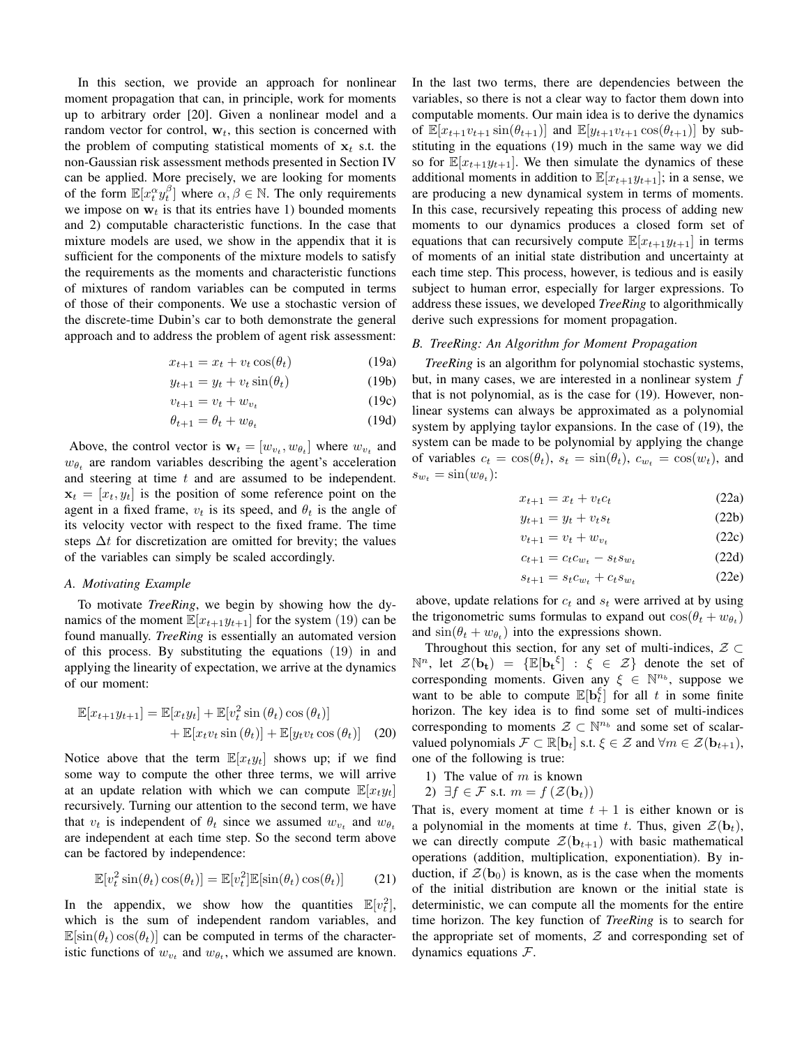In this section, we provide an approach for nonlinear moment propagation that can, in principle, work for moments up to arbitrary order [20]. Given a nonlinear model and a random vector for control, $\mathbf{w}_t$, this section is concerned with the problem of computing statistical moments of $\mathbf{x}_t$ s.t. the non-Gaussian risk assessment methods presented in Section IV can be applied. More precisely, we are looking for moments of the form $\mathbb{E}[x_t^\alpha y_t^\beta]$ where $\alpha, \beta \in \mathbb{N}$. The only requirements we impose on $\mathbf{w}_t$ is that its entries have 1) bounded moments and 2) computable characteristic functions. In the case that mixture models are used, we show in the appendix that it is sufficient for the components of the mixture models to satisfy the requirements as the moments and characteristic functions of mixtures of random variables can be computed in terms of those of their components. We use a stochastic version of the discrete-time Dubin's car to both demonstrate the general approach and to address the problem of agent risk assessment:

$$x_{t+1} = x_t + v_t \cos(\theta_t) \tag{19a}$$

$$y_{t+1} = y_t + v_t \sin(\theta_t) \tag{19b}$$

$$v_{t+1} = v_t + w_{v_t} \tag{19c}$$

$$\theta_{t+1} = \theta_t + w_{\theta_t} \tag{19d}$$

Above, the control vector is $\mathbf{w}_t = [w_{v_t}, w_{\theta_t}]$ where $w_{v_t}$ and $w_{\theta_t}$ are random variables describing the agent's acceleration and steering at time $t$ and are assumed to be independent. $\mathbf{x}_t = [x_t, y_t]$ is the position of some reference point on the agent in a fixed frame, $v_t$ is its speed, and $\theta_t$ is the angle of its velocity vector with respect to the fixed frame. The time steps $\Delta t$ for discretization are omitted for brevity; the values of the variables can simply be scaled accordingly.

### A. Motivating Example

To motivate *TreeRing*, we begin by showing how the dynamics of the moment $\mathbb{E}[x_{t+1}y_{t+1}]$ for the system (19) can be found manually. *TreeRing* is essentially an automated version of this process. By substituting the equations (19) in and applying the linearity of expectation, we arrive at the dynamics of our moment:

$$\begin{aligned}\mathbb{E}[x_{t+1}y_{t+1}] = \mathbb{E}[x_t y_t] + \mathbb{E}[v_t^2 \sin(\theta_t)\cos(\theta_t)] \\ + \mathbb{E}[x_t v_t \sin(\theta_t)] + \mathbb{E}[y_t v_t \cos(\theta_t)]\end{aligned} \tag{20}$$

Notice above that the term $\mathbb{E}[x_t y_t]$ shows up; if we find some way to compute the other three terms, we will arrive at an update relation with which we can compute $\mathbb{E}[x_t y_t]$ recursively. Turning our attention to the second term, we have that $v_t$ is independent of $\theta_t$ since we assumed $w_{v_t}$ and $w_{\theta_t}$ are independent at each time step. So the second term above can be factored by independence:

$$\mathbb{E}[v_t^2 \sin(\theta_t)\cos(\theta_t)] = \mathbb{E}[v_t^2]\mathbb{E}[\sin(\theta_t)\cos(\theta_t)] \tag{21}$$

In the appendix, we show how the quantities $\mathbb{E}[v_t^2]$, which is the sum of independent random variables, and $\mathbb{E}[\sin(\theta_t)\cos(\theta_t)]$ can be computed in terms of the characteristic functions of $w_{v_t}$ and $w_{\theta_t}$, which we assumed are known. In the last two terms, there are dependencies between the variables, so there is not a clear way to factor them down into computable moments. Our main idea is to derive the dynamics of $\mathbb{E}[x_{t+1}v_{t+1}\sin(\theta_{t+1})]$ and $\mathbb{E}[y_{t+1}v_{t+1}\cos(\theta_{t+1})]$ by substituting in the equations (19) much in the same way we did so for $\mathbb{E}[x_{t+1}y_{t+1}]$. We then simulate the dynamics of these additional moments in addition to $\mathbb{E}[x_{t+1}y_{t+1}]$; in a sense, we are producing a new dynamical system in terms of moments. In this case, recursively repeating this process of adding new moments to our dynamics produces a closed form set of equations that can recursively compute $\mathbb{E}[x_{t+1}y_{t+1}]$ in terms of moments of an initial state distribution and uncertainty at each time step. This process, however, is tedious and is easily subject to human error, especially for larger expressions. To address these issues, we developed *TreeRing* to algorithmically derive such expressions for moment propagation.

### B. TreeRing: An Algorithm for Moment Propagation

*TreeRing* is an algorithm for polynomial stochastic systems, but, in many cases, we are interested in a nonlinear system $f$ that is not polynomial, as is the case for (19). However, nonlinear systems can always be approximated as a polynomial system by applying taylor expansions. In the case of (19), the system can be made to be polynomial by applying the change of variables $c_t = \cos(\theta_t)$, $s_t = \sin(\theta_t)$, $c_{w_t} = \cos(w_t)$, and $s_{w_t} = \sin(w_{\theta_t})$:

$$x_{t+1} = x_t + v_t c_t \tag{22a}$$

$$y_{t+1} = y_t + v_t s_t \tag{22b}$$

$$v_{t+1} = v_t + w_{v_t} \tag{22c}$$

$$c_{t+1} = c_t c_{w_t} - s_t s_{w_t} \tag{22d}$$

$$s_{t+1} = s_t c_{w_t} + c_t s_{w_t} \tag{22e}$$

above, update relations for $c_t$ and $s_t$ were arrived at by using the trigonometric sums formulas to expand out $\cos(\theta_t + w_{\theta_t})$ and $\sin(\theta_t + w_{\theta_t})$ into the expressions shown.

Throughout this section, for any set of multi-indices, $\mathcal{Z} \subset \mathbb{N}^n$, let $\mathcal{Z}(\mathbf{b_t}) = \{\mathbb{E}[\mathbf{b_t}^\xi] : \xi \in \mathcal{Z}\}$ denote the set of corresponding moments. Given any $\xi \in \mathbb{N}^{n_b}$, suppose we want to be able to compute $\mathbb{E}[\mathbf{b}_t^\xi]$ for all $t$ in some finite horizon. The key idea is to find some set of multi-indices corresponding to moments $\mathcal{Z} \subset \mathbb{N}^{n_b}$ and some set of scalar-valued polynomials $\mathcal{F} \subset \mathbb{R}[\mathbf{b}_t]$ s.t. $\xi \in \mathcal{Z}$ and $\forall m \in \mathcal{Z}(\mathbf{b}_{t+1})$, one of the following is true:

1) The value of $m$ is known
2) $\exists f \in \mathcal{F}$ s.t. $m = f(\mathcal{Z}(\mathbf{b}_t))$

That is, every moment at time $t+1$ is either known or is a polynomial in the moments at time $t$. Thus, given $\mathcal{Z}(\mathbf{b}_t)$, we can directly compute $\mathcal{Z}(\mathbf{b}_{t+1})$ with basic mathematical operations (addition, multiplication, exponentiation). By induction, if $\mathcal{Z}(\mathbf{b}_0)$ is known, as is the case when the moments of the initial distribution are known or the initial state is deterministic, we can compute all the moments for the entire time horizon. The key function of *TreeRing* is to search for the appropriate set of moments, $\mathcal{Z}$ and corresponding set of dynamics equations $\mathcal{F}$.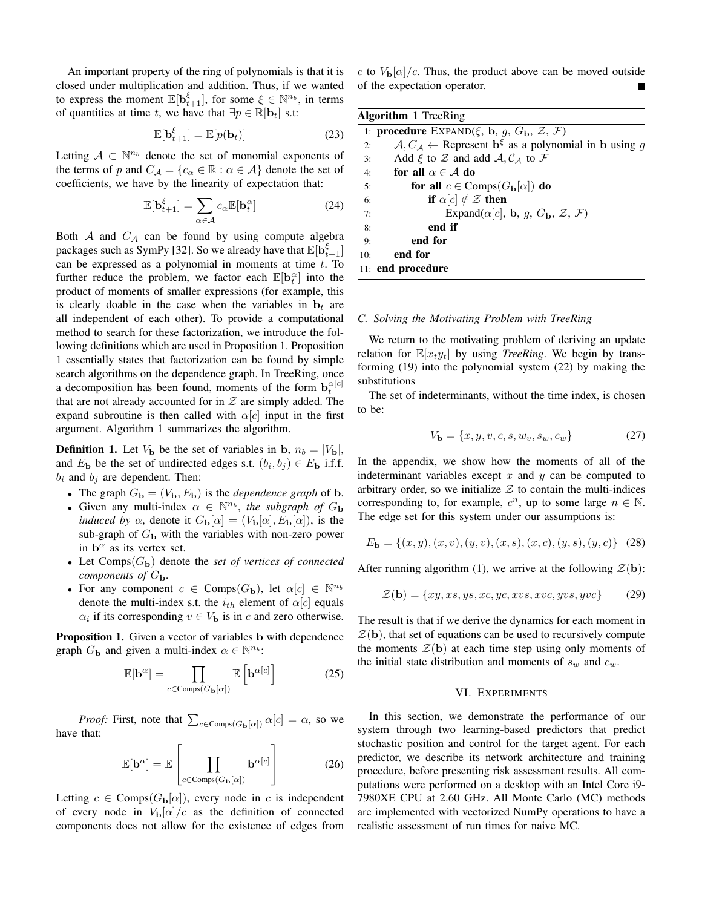An important property of the ring of polynomials is that it is closed under multiplication and addition. Thus, if we wanted to express the moment $\mathbb{E}[\mathbf{b}_{t+1}^{\xi}]$, for some $\xi \in \mathbb{N}^{n_b}$, in terms of quantities at time $t$, we have that $\exists p \in \mathbb{R}[\mathbf{b}_t]$ s.t:

$$\mathbb{E}[\mathbf{b}_{t+1}^{\xi}] = \mathbb{E}[p(\mathbf{b}_t)] \tag{23}$$

Letting $\mathcal{A} \subset \mathbb{N}^{n_b}$ denote the set of monomial exponents of the terms of $p$ and $C_{\mathcal{A}} = \{c_\alpha \in \mathbb{R} : \alpha \in \mathcal{A}\}$ denote the set of coefficients, we have by the linearity of expectation that:

$$\mathbb{E}[\mathbf{b}_{t+1}^{\xi}] = \sum_{\alpha \in \mathcal{A}} c_\alpha \mathbb{E}[\mathbf{b}_t^{\alpha}] \tag{24}$$

Both $\mathcal{A}$ and $C_{\mathcal{A}}$ can be found by using compute algebra packages such as SymPy [32]. So we already have that $\mathbb{E}[\mathbf{b}_{t+1}^{\xi}]$ can be expressed as a polynomial in moments at time $t$. To further reduce the problem, we factor each $\mathbb{E}[\mathbf{b}_t^{\alpha}]$ into the product of moments of smaller expressions (for example, this is clearly doable in the case when the variables in $\mathbf{b}_t$ are all independent of each other). To provide a computational method to search for these factorization, we introduce the following definitions which are used in Proposition 1. Proposition 1 essentially states that factorization can be found by simple search algorithms on the dependence graph. In TreeRing, once a decomposition has been found, moments of the form $\mathbf{b}_t^{\alpha[c]}$ that are not already accounted for in $\mathcal{Z}$ are simply added. The expand subroutine is then called with $\alpha[c]$ input in the first argument. Algorithm 1 summarizes the algorithm.

**Definition 1.** Let $V_{\mathbf{b}}$ be the set of variables in $\mathbf{b}$, $n_b = |V_{\mathbf{b}}|$, and $E_{\mathbf{b}}$ be the set of undirected edges s.t. $(b_i, b_j) \in E_{\mathbf{b}}$ i.f.f. $b_i$ and $b_j$ are dependent. Then:

- The graph $G_{\mathbf{b}} = (V_{\mathbf{b}}, E_{\mathbf{b}})$ is the *dependence graph* of $\mathbf{b}$.
- Given any multi-index $\alpha \in \mathbb{N}^{n_b}$, *the subgraph of $G_{\mathbf{b}}$ induced by* $\alpha$, denote it $G_{\mathbf{b}}[\alpha] = (V_{\mathbf{b}}[\alpha], E_{\mathbf{b}}[\alpha])$, is the sub-graph of $G_{\mathbf{b}}$ with the variables with non-zero power in $\mathbf{b}^{\alpha}$ as its vertex set.
- Let $\text{Comps}(G_{\mathbf{b}})$ denote the *set of vertices of connected components of* $G_{\mathbf{b}}$.
- For any component $c \in \text{Comps}(G_{\mathbf{b}})$, let $\alpha[c] \in \mathbb{N}^{n_b}$ denote the multi-index s.t. the $i_{th}$ element of $\alpha[c]$ equals $\alpha_i$ if its corresponding $v \in V_{\mathbf{b}}$ is in $c$ and zero otherwise.

**Proposition 1.** Given a vector of variables $\mathbf{b}$ with dependence graph $G_{\mathbf{b}}$ and given a multi-index $\alpha \in \mathbb{N}^{n_b}$:

$$\mathbb{E}[\mathbf{b}^{\alpha}] = \prod_{c \in \text{Comps}(G_{\mathbf{b}}[\alpha])} \mathbb{E}\left[\mathbf{b}^{\alpha[c]}\right] \tag{25}$$

*Proof:* First, note that $\sum_{c \in \text{Comps}(G_{\mathbf{b}}[\alpha])} \alpha[c] = \alpha$, so we have that:

$$\mathbb{E}[\mathbf{b}^{\alpha}] = \mathbb{E}\left[\prod_{c \in \text{Comps}(G_{\mathbf{b}}[\alpha])} \mathbf{b}^{\alpha[c]}\right] \tag{26}$$

Letting $c \in \text{Comps}(G_{\mathbf{b}}[\alpha])$, every node in $c$ is independent of every node in $V_{\mathbf{b}}[\alpha]/c$ as the definition of connected components does not allow for the existence of edges from $c$ to $V_{\mathbf{b}}[\alpha]/c$. Thus, the product above can be moved outside of the expectation operator. ■

**Algorithm 1** TreeRing

```
1:  procedure EXPAND(ξ, b, g, G_b, Z, F)
2:      A, C_A ← Represent b^ξ as a polynomial in b using g
3:      Add ξ to Z and add A, C_A to F
4:      for all α ∈ A do
5:          for all c ∈ Comps(G_b[α]) do
6:              if α[c] ∉ Z then
7:                  Expand(α[c], b, g, G_b, Z, F)
8:              end if
9:          end for
10:     end for
11: end procedure
```

### C. Solving the Motivating Problem with TreeRing

We return to the motivating problem of deriving an update relation for $\mathbb{E}[x_t y_t]$ by using *TreeRing*. We begin by transforming (19) into the polynomial system (22) by making the substitutions

The set of indeterminants, without the time index, is chosen to be:

$$V_{\mathbf{b}} = \{x, y, v, c, s, w_v, s_w, c_w\} \tag{27}$$

In the appendix, we show how the moments of all of the indeterminant variables except $x$ and $y$ can be computed to arbitrary order, so we initialize $\mathcal{Z}$ to contain the multi-indices corresponding to, for example, $c^n$, up to some large $n \in \mathbb{N}$. The edge set for this system under our assumptions is:

$$E_{\mathbf{b}} = \{(x, y), (x, v), (y, v), (x, s), (x, c), (y, s), (y, c)\} \tag{28}$$

After running algorithm (1), we arrive at the following $\mathcal{Z}(\mathbf{b})$:

$$\mathcal{Z}(\mathbf{b}) = \{xy, xs, ys, xc, yc, xvs, xvc, yvs, yvc\} \tag{29}$$

The result is that if we derive the dynamics for each moment in $\mathcal{Z}(\mathbf{b})$, that set of equations can be used to recursively compute the moments $\mathcal{Z}(\mathbf{b})$ at each time step using only moments of the initial state distribution and moments of $s_w$ and $c_w$.

## VI. Experiments

In this section, we demonstrate the performance of our system through two learning-based predictors that predict stochastic position and control for the target agent. For each predictor, we describe its network architecture and training procedure, before presenting risk assessment results. All computations were performed on a desktop with an Intel Core i9-7980XE CPU at 2.60 GHz. All Monte Carlo (MC) methods are implemented with vectorized NumPy operations to have a realistic assessment of run times for naive MC.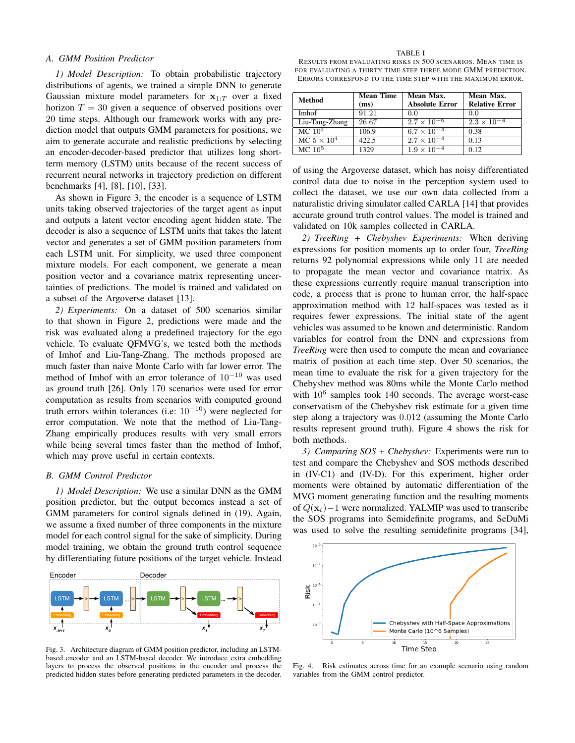### A. GMM Position Predictor

*1) Model Description:* To obtain probabilistic trajectory distributions of agents, we trained a simple DNN to generate Gaussian mixture model parameters for $\mathbf{x}_{1:T}$ over a fixed horizon $T = 30$ given a sequence of observed positions over 20 time steps. Although our framework works with any prediction model that outputs GMM parameters for positions, we aim to generate accurate and realistic predictions by selecting an encoder-decoder-based predictor that utilizes long short-term memory (LSTM) units because of the recent success of recurrent neural networks in trajectory prediction on different benchmarks [4], [8], [10], [33].

As shown in Figure 3, the encoder is a sequence of LSTM units taking observed trajectories of the target agent as input and outputs a latent vector encoding agent hidden state. The decoder is also a sequence of LSTM units that takes the latent vector and generates a set of GMM position parameters from each LSTM unit. For simplicity, we used three component mixture models. For each component, we generate a mean position vector and a covariance matrix representing uncertainties of predictions. The model is trained and validated on a subset of the Argoverse dataset [13].

*2) Experiments:* On a dataset of 500 scenarios similar to that shown in Figure 2, predictions were made and the risk was evaluated along a predefined trajectory for the ego vehicle. To evaluate QFMVG's, we tested both the methods of Imhof and Liu-Tang-Zhang. The methods proposed are much faster than naive Monte Carlo with far lower error. The method of Imhof with an error tolerance of $10^{-10}$ was used as ground truth [26]. Only 170 scenarios were used for error computation as results from scenarios with computed ground truth errors within tolerances (i.e: $10^{-10}$) were neglected for error computation. We note that the method of Liu-Tang-Zhang empirically produces results with very small errors while being several times faster than the method of Imhof, which may prove useful in certain contexts.

### B. GMM Control Predictor

*1) Model Description:* We use a similar DNN as the GMM position predictor, but the output becomes instead a set of GMM parameters for control signals defined in (19). Again, we assume a fixed number of three components in the mixture model for each control signal for the sake of simplicity. During model training, we obtain the ground truth control sequence by differentiating future positions of the target vehicle. Instead

Fig. 3. Architecture diagram of GMM position predictor, including an LSTM-based encoder and an LSTM-based decoder. We introduce extra embedding layers to process the observed positions in the encoder and process the predicted hidden states before generating predicted parameters in the decoder.

TABLE I
RESULTS FROM EVALUATING RISKS IN 500 SCENARIOS. MEAN TIME IS FOR EVALUATING A THIRTY TIME STEP THREE MODE GMM PREDICTION. ERRORS CORRESPOND TO THE TIME STEP WITH THE MAXIMUM ERROR.

| Method | Mean Time (ms) | Mean Max. Absolute Error | Mean Max. Relative Error |
|---|---|---|---|
| Imhof | 91.21 | 0.0 | 0.0 |
| Liu-Tang-Zhang | 26.67 | $2.7 \times 10^{-6}$ | $2.3 \times 10^{-4}$ |
| MC $10^4$ | 106.9 | $6.7 \times 10^{-4}$ | 0.38 |
| MC $5 \times 10^4$ | 422.5 | $2.7 \times 10^{-4}$ | 0.13 |
| MC $10^5$ | 1329 | $1.9 \times 10^{-4}$ | 0.12 |

of using the Argoverse dataset, which has noisy differentiated control data due to noise in the perception system used to collect the dataset, we use our own data collected from a naturalistic driving simulator called CARLA [14] that provides accurate ground truth control values. The model is trained and validated on 10k samples collected in CARLA.

*2) TreeRing + Chebyshev Experiments:* When deriving expressions for position moments up to order four, *TreeRing* returns 92 polynomial expressions while only 11 are needed to propagate the mean vector and covariance matrix. As these expressions currently require manual transcription into code, a process that is prone to human error, the half-space approximation method with 12 half-spaces was tested as it requires fewer expressions. The initial state of the agent vehicles was assumed to be known and deterministic. Random variables for control from the DNN and expressions from *TreeRing* were then used to compute the mean and covariance matrix of position at each time step. Over 50 scenarios, the mean time to evaluate the risk for a given trajectory for the Chebyshev method was 80ms while the Monte Carlo method with $10^6$ samples took 140 seconds. The average worst-case conservatism of the Chebyshev risk estimate for a given time step along a trajectory was 0.012 (assuming the Monte Carlo results represent ground truth). Figure 4 shows the risk for both methods.

*3) Comparing SOS + Chebyshev:* Experiments were run to test and compare the Chebyshev and SOS methods described in (IV-C1) and (IV-D). For this experiment, higher order moments were obtained by automatic differentiation of the MVG moment generating function and the resulting moments of $Q(\mathbf{x}_t) - 1$ were normalized. YALMIP was used to transcribe the SOS programs into Semidefinite programs, and SeDuMi was used to solve the resulting semidefinite programs [34],

Fig. 4. Risk estimates across time for an example scenario using random variables from the GMM control predictor.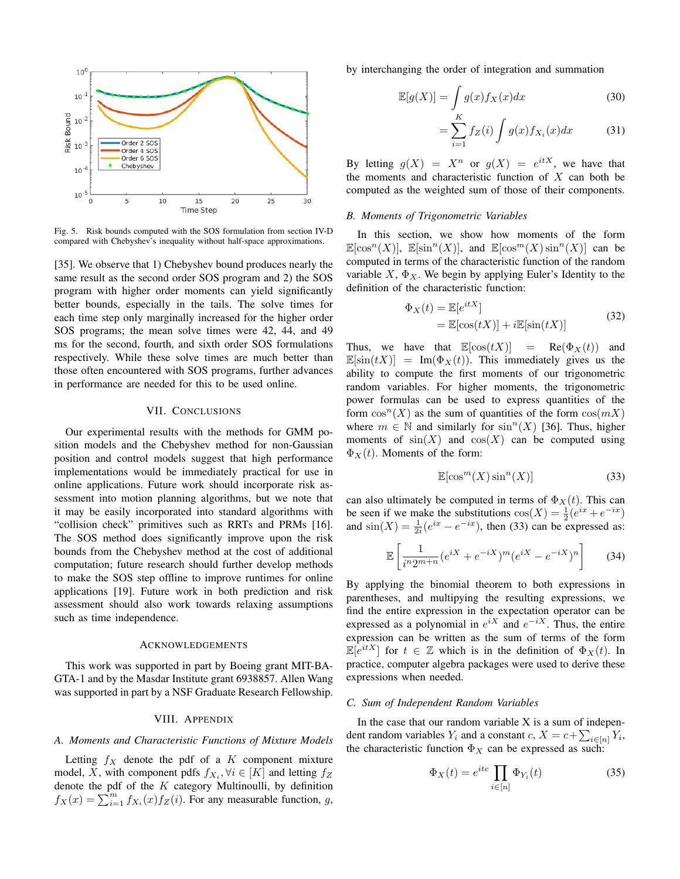Fig. 5. Risk bounds computed with the SOS formulation from section IV-D compared with Chebyshev's inequality without half-space approximations.

[35]. We observe that 1) Chebyshev bound produces nearly the same result as the second order SOS program and 2) the SOS program with higher order moments can yield significantly better bounds, especially in the tails. The solve times for each time step only marginally increased for the higher order SOS programs; the mean solve times were 42, 44, and 49 ms for the second, fourth, and sixth order SOS formulations respectively. While these solve times are much better than those often encountered with SOS programs, further advances in performance are needed for this to be used online.

## VII. Conclusions

Our experimental results with the methods for GMM position models and the Chebyshev method for non-Gaussian position and control models suggest that high performance implementations would be immediately practical for use in online applications. Future work should incorporate risk assessment into motion planning algorithms, but we note that it may be easily incorporated into standard algorithms with "collision check" primitives such as RRTs and PRMs [16]. The SOS method does significantly improve upon the risk bounds from the Chebyshev method at the cost of additional computation; future research should further develop methods to make the SOS step offline to improve runtimes for online applications [19]. Future work in both prediction and risk assessment should also work towards relaxing assumptions such as time independence.

## Acknowledgements

This work was supported in part by Boeing grant MIT-BA-GTA-1 and by the Masdar Institute grant 6938857. Allen Wang was supported in part by a NSF Graduate Research Fellowship.

## VIII. Appendix

### A. Moments and Characteristic Functions of Mixture Models

Letting $f_X$ denote the pdf of a $K$ component mixture model, $X$, with component pdfs $f_{X_i}, \forall i \in [K]$ and letting $f_Z$ denote the pdf of the $K$ category Multinoulli, by definition $f_X(x) = \sum_{i=1}^{m} f_{X_i}(x) f_Z(i)$. For any measurable function, $g$, by interchanging the order of integration and summation

$$\mathbb{E}[g(X)] = \int g(x) f_X(x) dx \tag{30}$$

$$= \sum_{i=1}^{K} f_Z(i) \int g(x) f_{X_i}(x) dx \tag{31}$$

By letting $g(X) = X^n$ or $g(X) = e^{itX}$, we have that the moments and characteristic function of $X$ can both be computed as the weighted sum of those of their components.

### B. Moments of Trigonometric Variables

In this section, we show how moments of the form $\mathbb{E}[\cos^n(X)]$, $\mathbb{E}[\sin^n(X)]$, and $\mathbb{E}[\cos^m(X)\sin^n(X)]$ can be computed in terms of the characteristic function of the random variable $X$, $\Phi_X$. We begin by applying Euler's Identity to the definition of the characteristic function:

$$\begin{aligned} \Phi_X(t) &= \mathbb{E}[e^{itX}] \\ &= \mathbb{E}[\cos(tX)] + i\mathbb{E}[\sin(tX)] \end{aligned} \tag{32}$$

Thus, we have that $\mathbb{E}[\cos(tX)] = \text{Re}(\Phi_X(t))$ and $\mathbb{E}[\sin(tX)] = \text{Im}(\Phi_X(t))$. This immediately gives us the ability to compute the first moments of our trigonometric random variables. For higher moments, the trigonometric power formulas can be used to express quantities of the form $\cos^n(X)$ as the sum of quantities of the form $\cos(mX)$ where $m \in \mathbb{N}$ and similarly for $\sin^n(X)$ [36]. Thus, higher moments of $\sin(X)$ and $\cos(X)$ can be computed using $\Phi_X(t)$. Moments of the form:

$$\mathbb{E}[\cos^m(X)\sin^n(X)] \tag{33}$$

can also ultimately be computed in terms of $\Phi_X(t)$. This can be seen if we make the substitutions $\cos(X) = \frac{1}{2}(e^{ix} + e^{-ix})$ and $\sin(X) = \frac{1}{2i}(e^{ix} - e^{-ix})$, then (33) can be expressed as:

$$\mathbb{E}\left[\frac{1}{i^n 2^{m+n}}(e^{iX} + e^{-iX})^m (e^{iX} - e^{-iX})^n\right] \tag{34}$$

By applying the binomial theorem to both expressions in parentheses, and multipying the resulting expressions, we find the entire expression in the expectation operator can be expressed as a polynomial in $e^{iX}$ and $e^{-iX}$. Thus, the entire expression can be written as the sum of terms of the form $\mathbb{E}[e^{itX}]$ for $t \in \mathbb{Z}$ which is in the definition of $\Phi_X(t)$. In practice, computer algebra packages were used to derive these expressions when needed.

### C. Sum of Independent Random Variables

In the case that our random variable X is a sum of independent random variables $Y_i$ and a constant $c$, $X = c + \sum_{i\in[n]} Y_i$, the characteristic function $\Phi_X$ can be expressed as such:

$$\Phi_X(t) = e^{itc} \prod_{i\in[n]} \Phi_{Y_i}(t) \tag{35}$$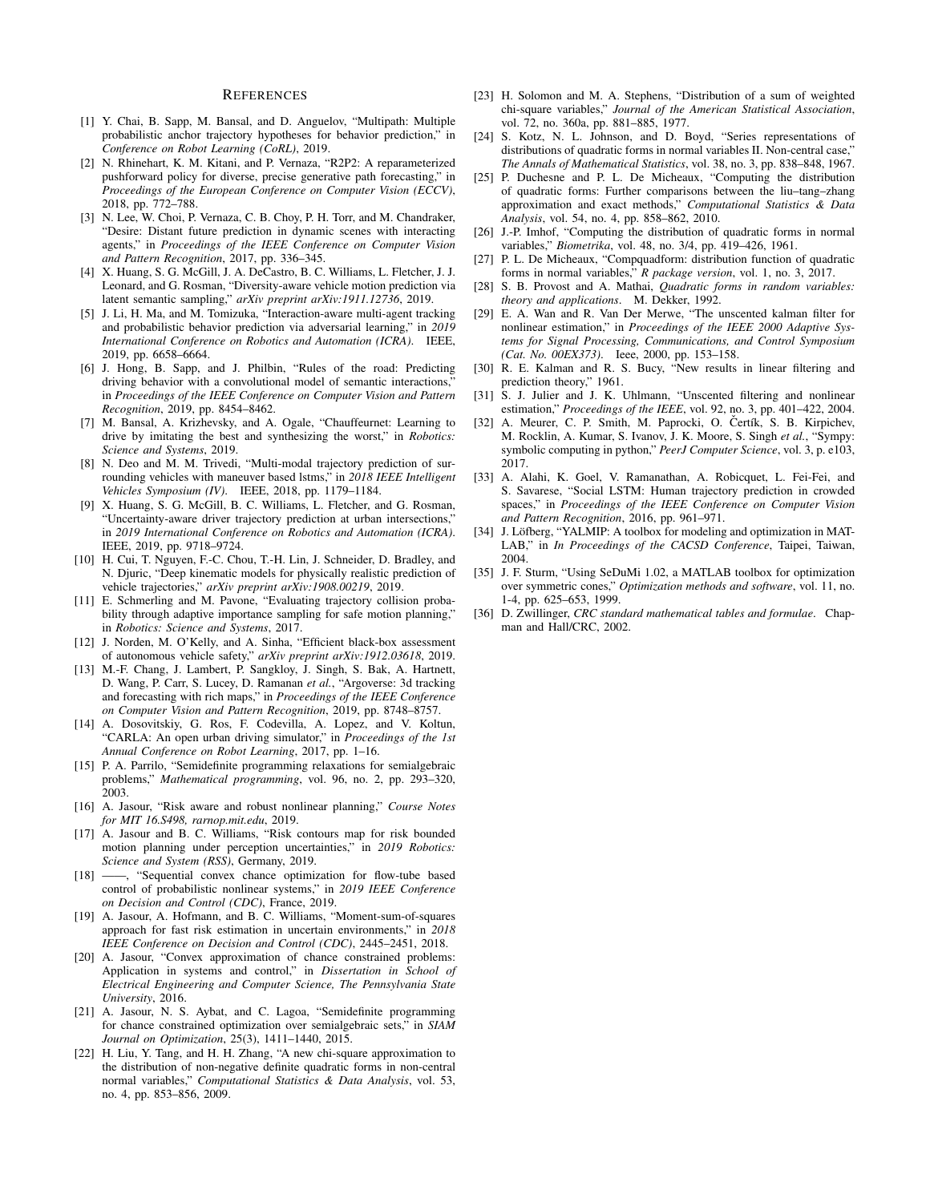# References

[1] Y. Chai, B. Sapp, M. Bansal, and D. Anguelov, "Multipath: Multiple probabilistic anchor trajectory hypotheses for behavior prediction," in *Conference on Robot Learning (CoRL)*, 2019.

[2] N. Rhinehart, K. M. Kitani, and P. Vernaza, "R2P2: A reparameterized pushforward policy for diverse, precise generative path forecasting," in *Proceedings of the European Conference on Computer Vision (ECCV)*, 2018, pp. 772–788.

[3] N. Lee, W. Choi, P. Vernaza, C. B. Choy, P. H. Torr, and M. Chandraker, "Desire: Distant future prediction in dynamic scenes with interacting agents," in *Proceedings of the IEEE Conference on Computer Vision and Pattern Recognition*, 2017, pp. 336–345.

[4] X. Huang, S. G. McGill, J. A. DeCastro, B. C. Williams, L. Fletcher, J. J. Leonard, and G. Rosman, "Diversity-aware vehicle motion prediction via latent semantic sampling," *arXiv preprint arXiv:1911.12736*, 2019.

[5] J. Li, H. Ma, and M. Tomizuka, "Interaction-aware multi-agent tracking and probabilistic behavior prediction via adversarial learning," in *2019 International Conference on Robotics and Automation (ICRA)*. IEEE, 2019, pp. 6658–6664.

[6] J. Hong, B. Sapp, and J. Philbin, "Rules of the road: Predicting driving behavior with a convolutional model of semantic interactions," in *Proceedings of the IEEE Conference on Computer Vision and Pattern Recognition*, 2019, pp. 8454–8462.

[7] M. Bansal, A. Krizhevsky, and A. Ogale, "Chauffeurnet: Learning to drive by imitating the best and synthesizing the worst," in *Robotics: Science and Systems*, 2019.

[8] N. Deo and M. M. Trivedi, "Multi-modal trajectory prediction of surrounding vehicles with maneuver based lstms," in *2018 IEEE Intelligent Vehicles Symposium (IV)*. IEEE, 2018, pp. 1179–1184.

[9] X. Huang, S. G. McGill, B. C. Williams, L. Fletcher, and G. Rosman, "Uncertainty-aware driver trajectory prediction at urban intersections," in *2019 International Conference on Robotics and Automation (ICRA)*. IEEE, 2019, pp. 9718–9724.

[10] H. Cui, T. Nguyen, F.-C. Chou, T.-H. Lin, J. Schneider, D. Bradley, and N. Djuric, "Deep kinematic models for physically realistic prediction of vehicle trajectories," *arXiv preprint arXiv:1908.00219*, 2019.

[11] E. Schmerling and M. Pavone, "Evaluating trajectory collision probability through adaptive importance sampling for safe motion planning," in *Robotics: Science and Systems*, 2017.

[12] J. Norden, M. O'Kelly, and A. Sinha, "Efficient black-box assessment of autonomous vehicle safety," *arXiv preprint arXiv:1912.03618*, 2019.

[13] M.-F. Chang, J. Lambert, P. Sangkloy, J. Singh, S. Bak, A. Hartnett, D. Wang, P. Carr, S. Lucey, D. Ramanan *et al.*, "Argoverse: 3d tracking and forecasting with rich maps," in *Proceedings of the IEEE Conference on Computer Vision and Pattern Recognition*, 2019, pp. 8748–8757.

[14] A. Dosovitskiy, G. Ros, F. Codevilla, A. Lopez, and V. Koltun, "CARLA: An open urban driving simulator," in *Proceedings of the 1st Annual Conference on Robot Learning*, 2017, pp. 1–16.

[15] P. A. Parrilo, "Semidefinite programming relaxations for semialgebraic problems," *Mathematical programming*, vol. 96, no. 2, pp. 293–320, 2003.

[16] A. Jasour, "Risk aware and robust nonlinear planning," *Course Notes for MIT 16.S498, rarnop.mit.edu*, 2019.

[17] A. Jasour and B. C. Williams, "Risk contours map for risk bounded motion planning under perception uncertainties," in *2019 Robotics: Science and System (RSS)*, Germany, 2019.

[18] ——, "Sequential convex chance optimization for flow-tube based control of probabilistic nonlinear systems," in *2019 IEEE Conference on Decision and Control (CDC)*, France, 2019.

[19] A. Jasour, A. Hofmann, and B. C. Williams, "Moment-sum-of-squares approach for fast risk estimation in uncertain environments," in *2018 IEEE Conference on Decision and Control (CDC)*, 2445–2451, 2018.

[20] A. Jasour, "Convex approximation of chance constrained problems: Application in systems and control," in *Dissertation in School of Electrical Engineering and Computer Science, The Pennsylvania State University*, 2016.

[21] A. Jasour, N. S. Aybat, and C. Lagoa, "Semidefinite programming for chance constrained optimization over semialgebraic sets," in *SIAM Journal on Optimization*, 25(3), 1411–1440, 2015.

[22] H. Liu, Y. Tang, and H. H. Zhang, "A new chi-square approximation to the distribution of non-negative definite quadratic forms in non-central normal variables," *Computational Statistics & Data Analysis*, vol. 53, no. 4, pp. 853–856, 2009.

[23] H. Solomon and M. A. Stephens, "Distribution of a sum of weighted chi-square variables," *Journal of the American Statistical Association*, vol. 72, no. 360a, pp. 881–885, 1977.

[24] S. Kotz, N. L. Johnson, and D. Boyd, "Series representations of distributions of quadratic forms in normal variables II. Non-central case," *The Annals of Mathematical Statistics*, vol. 38, no. 3, pp. 838–848, 1967.

[25] P. Duchesne and P. L. De Micheaux, "Computing the distribution of quadratic forms: Further comparisons between the liu–tang–zhang approximation and exact methods," *Computational Statistics & Data Analysis*, vol. 54, no. 4, pp. 858–862, 2010.

[26] J.-P. Imhof, "Computing the distribution of quadratic forms in normal variables," *Biometrika*, vol. 48, no. 3/4, pp. 419–426, 1961.

[27] P. L. De Micheaux, "Compquadform: distribution function of quadratic forms in normal variables," *R package version*, vol. 1, no. 3, 2017.

[28] S. B. Provost and A. Mathai, *Quadratic forms in random variables: theory and applications*. M. Dekker, 1992.

[29] E. A. Wan and R. Van Der Merwe, "The unscented kalman filter for nonlinear estimation," in *Proceedings of the IEEE 2000 Adaptive Systems for Signal Processing, Communications, and Control Symposium (Cat. No. 00EX373)*. Ieee, 2000, pp. 153–158.

[30] R. E. Kalman and R. S. Bucy, "New results in linear filtering and prediction theory," 1961.

[31] S. J. Julier and J. K. Uhlmann, "Unscented filtering and nonlinear estimation," *Proceedings of the IEEE*, vol. 92, no. 3, pp. 401–422, 2004.

[32] A. Meurer, C. P. Smith, M. Paprocki, O. Čertík, S. B. Kirpichev, M. Rocklin, A. Kumar, S. Ivanov, J. K. Moore, S. Singh *et al.*, "Sympy: symbolic computing in python," *PeerJ Computer Science*, vol. 3, p. e103, 2017.

[33] A. Alahi, K. Goel, V. Ramanathan, A. Robicquet, L. Fei-Fei, and S. Savarese, "Social LSTM: Human trajectory prediction in crowded spaces," in *Proceedings of the IEEE Conference on Computer Vision and Pattern Recognition*, 2016, pp. 961–971.

[34] J. Löfberg, "YALMIP: A toolbox for modeling and optimization in MATLAB," in *In Proceedings of the CACSD Conference*, Taipei, Taiwan, 2004.

[35] J. F. Sturm, "Using SeDuMi 1.02, a MATLAB toolbox for optimization over symmetric cones," *Optimization methods and software*, vol. 11, no. 1-4, pp. 625–653, 1999.

[36] D. Zwillinger, *CRC standard mathematical tables and formulae*. Chapman and Hall/CRC, 2002.